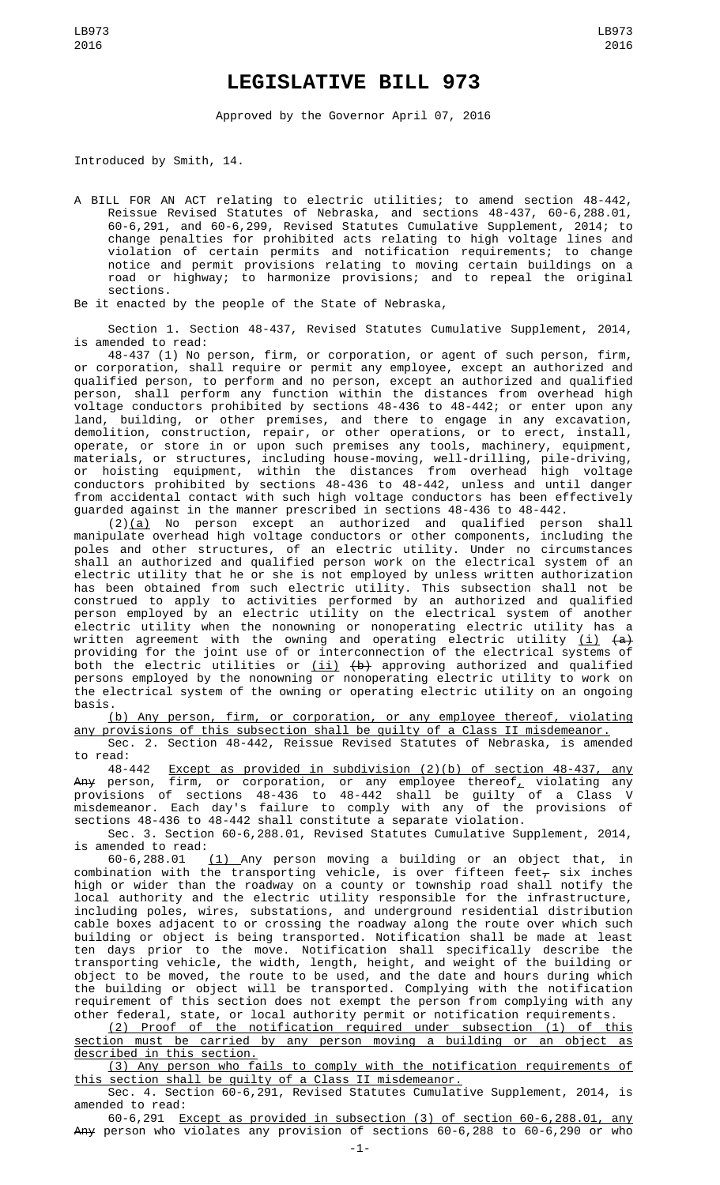# LEGISLATIVE BILL 973

Approved by the Governor April 07, 2016

Introduced by Smith, 14.

A BILL FOR AN ACT relating to electric utilities; to amend section 48-442, Reissue Revised Statutes of Nebraska, and sections 48-437, 60-6,288.01, 60-6,291, and 60-6,299, Revised Statutes Cumulative Supplement, 2014; to change penalties for prohibited acts relating to high voltage lines and violation of certain permits and notification requirements; to change notice and permit provisions relating to moving certain buildings on a road or highway; to harmonize provisions; and to repeal the original sections.

Be it enacted by the people of the State of Nebraska,

Section 1. Section 48-437, Revised Statutes Cumulative Supplement, 2014, is amended to read:

48-437 (1) No person, firm, or corporation, or agent of such person, firm, or corporation, shall require or permit any employee, except an authorized and qualified person, to perform and no person, except an authorized and qualified person, shall perform any function within the distances from overhead high voltage conductors prohibited by sections 48-436 to 48-442; or enter upon any land, building, or other premises, and there to engage in any excavation, demolition, construction, repair, or other operations, or to erect, install, operate, or store in or upon such premises any tools, machinery, equipment, materials, or structures, including house-moving, well-drilling, pile-driving, or hoisting equipment, within the distances from overhead high voltage conductors prohibited by sections 48-436 to 48-442, unless and until danger from accidental contact with such high voltage conductors has been effectively guarded against in the manner prescribed in sections 48-436 to 48-442.

(2)(a) No person except an authorized and qualified person shall manipulate overhead high voltage conductors or other components, including the poles and other structures, of an electric utility. Under no circumstances shall an authorized and qualified person work on the electrical system of an electric utility that he or she is not employed by unless written authorization has been obtained from such electric utility. This subsection shall not be construed to apply to activities performed by an authorized and qualified person employed by an electric utility on the electrical system of another electric utility when the nonowning or nonoperating electric utility has a written agreement with the owning and operating electric utility (i) ~~(a)~~ providing for the joint use of or interconnection of the electrical systems of both the electric utilities or (ii) ~~(b)~~ approving authorized and qualified persons employed by the nonowning or nonoperating electric utility to work on the electrical system of the owning or operating electric utility on an ongoing basis.

(b) Any person, firm, or corporation, or any employee thereof, violating any provisions of this subsection shall be guilty of a Class II misdemeanor.

Sec. 2. Section 48-442, Reissue Revised Statutes of Nebraska, is amended to read:

48-442 Except as provided in subdivision (2)(b) of section 48-437, any ~~Any~~ person, firm, or corporation, or any employee thereof, violating any provisions of sections 48-436 to 48-442 shall be guilty of a Class V misdemeanor. Each day's failure to comply with any of the provisions of sections 48-436 to 48-442 shall constitute a separate violation.

Sec. 3. Section 60-6,288.01, Revised Statutes Cumulative Supplement, 2014, is amended to read:

60-6,288.01 (1) Any person moving a building or an object that, in combination with the transporting vehicle, is over fifteen feet~~,~~ six inches high or wider than the roadway on a county or township road shall notify the local authority and the electric utility responsible for the infrastructure, including poles, wires, substations, and underground residential distribution cable boxes adjacent to or crossing the roadway along the route over which such building or object is being transported. Notification shall be made at least ten days prior to the move. Notification shall specifically describe the transporting vehicle, the width, length, height, and weight of the building or object to be moved, the route to be used, and the date and hours during which the building or object will be transported. Complying with the notification requirement of this section does not exempt the person from complying with any other federal, state, or local authority permit or notification requirements.

(2) Proof of the notification required under subsection (1) of this section must be carried by any person moving a building or an object as described in this section.

(3) Any person who fails to comply with the notification requirements of this section shall be guilty of a Class II misdemeanor.

Sec. 4. Section 60-6,291, Revised Statutes Cumulative Supplement, 2014, is amended to read:

60-6,291 Except as provided in subsection (3) of section 60-6,288.01, any ~~Any~~ person who violates any provision of sections 60-6,288 to 60-6,290 or who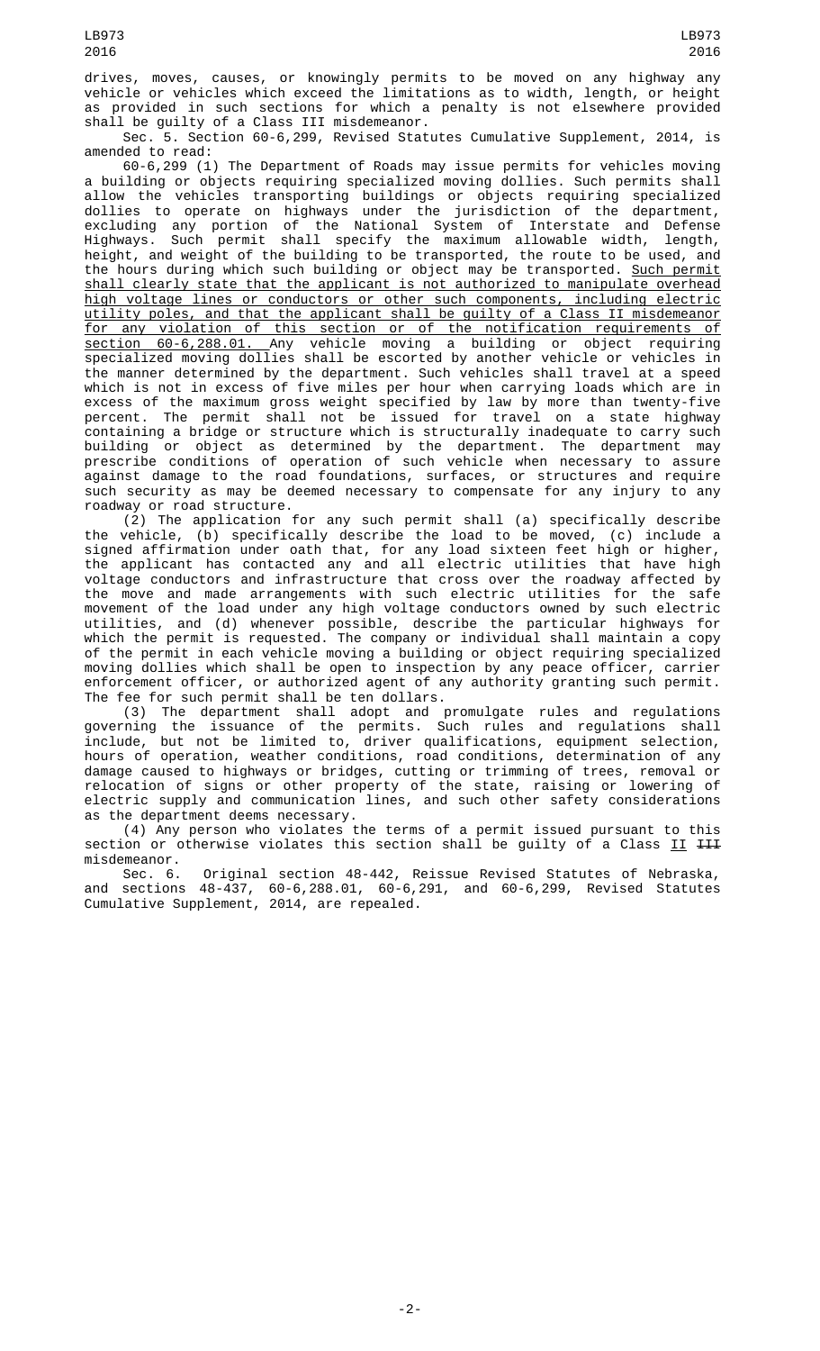drives, moves, causes, or knowingly permits to be moved on any highway any vehicle or vehicles which exceed the limitations as to width, length, or height as provided in such sections for which a penalty is not elsewhere provided shall be guilty of a Class III misdemeanor.

Sec. 5. Section 60-6,299, Revised Statutes Cumulative Supplement, 2014, is amended to read:

60-6,299 (1) The Department of Roads may issue permits for vehicles moving a building or objects requiring specialized moving dollies. Such permits shall allow the vehicles transporting buildings or objects requiring specialized dollies to operate on highways under the jurisdiction of the department, excluding any portion of the National System of Interstate and Defense Highways. Such permit shall specify the maximum allowable width, length, height, and weight of the building to be transported, the route to be used, and the hours during which such building or object may be transported. <u>Such permit shall clearly state that the applicant is not authorized to manipulate overhead high voltage lines or conductors or other such components, including electric utility poles, and that the applicant shall be guilty of a Class II misdemeanor for any violation of this section or of the notification requirements of section 60-6,288.01.</u> Any vehicle moving a building or object requiring specialized moving dollies shall be escorted by another vehicle or vehicles in the manner determined by the department. Such vehicles shall travel at a speed which is not in excess of five miles per hour when carrying loads which are in excess of the maximum gross weight specified by law by more than twenty-five percent. The permit shall not be issued for travel on a state highway containing a bridge or structure which is structurally inadequate to carry such building or object as determined by the department. The department may prescribe conditions of operation of such vehicle when necessary to assure against damage to the road foundations, surfaces, or structures and require such security as may be deemed necessary to compensate for any injury to any roadway or road structure.

(2) The application for any such permit shall (a) specifically describe the vehicle, (b) specifically describe the load to be moved, (c) include a signed affirmation under oath that, for any load sixteen feet high or higher, the applicant has contacted any and all electric utilities that have high voltage conductors and infrastructure that cross over the roadway affected by the move and made arrangements with such electric utilities for the safe movement of the load under any high voltage conductors owned by such electric utilities, and (d) whenever possible, describe the particular highways for which the permit is requested. The company or individual shall maintain a copy of the permit in each vehicle moving a building or object requiring specialized moving dollies which shall be open to inspection by any peace officer, carrier enforcement officer, or authorized agent of any authority granting such permit. The fee for such permit shall be ten dollars.

(3) The department shall adopt and promulgate rules and regulations governing the issuance of the permits. Such rules and regulations shall include, but not be limited to, driver qualifications, equipment selection, hours of operation, weather conditions, road conditions, determination of any damage caused to highways or bridges, cutting or trimming of trees, removal or relocation of signs or other property of the state, raising or lowering of electric supply and communication lines, and such other safety considerations as the department deems necessary.

(4) Any person who violates the terms of a permit issued pursuant to this section or otherwise violates this section shall be guilty of a Class <u>II</u> ~~III~~ misdemeanor.

Sec. 6. Original section 48-442, Reissue Revised Statutes of Nebraska, and sections 48-437, 60-6,288.01, 60-6,291, and 60-6,299, Revised Statutes Cumulative Supplement, 2014, are repealed.